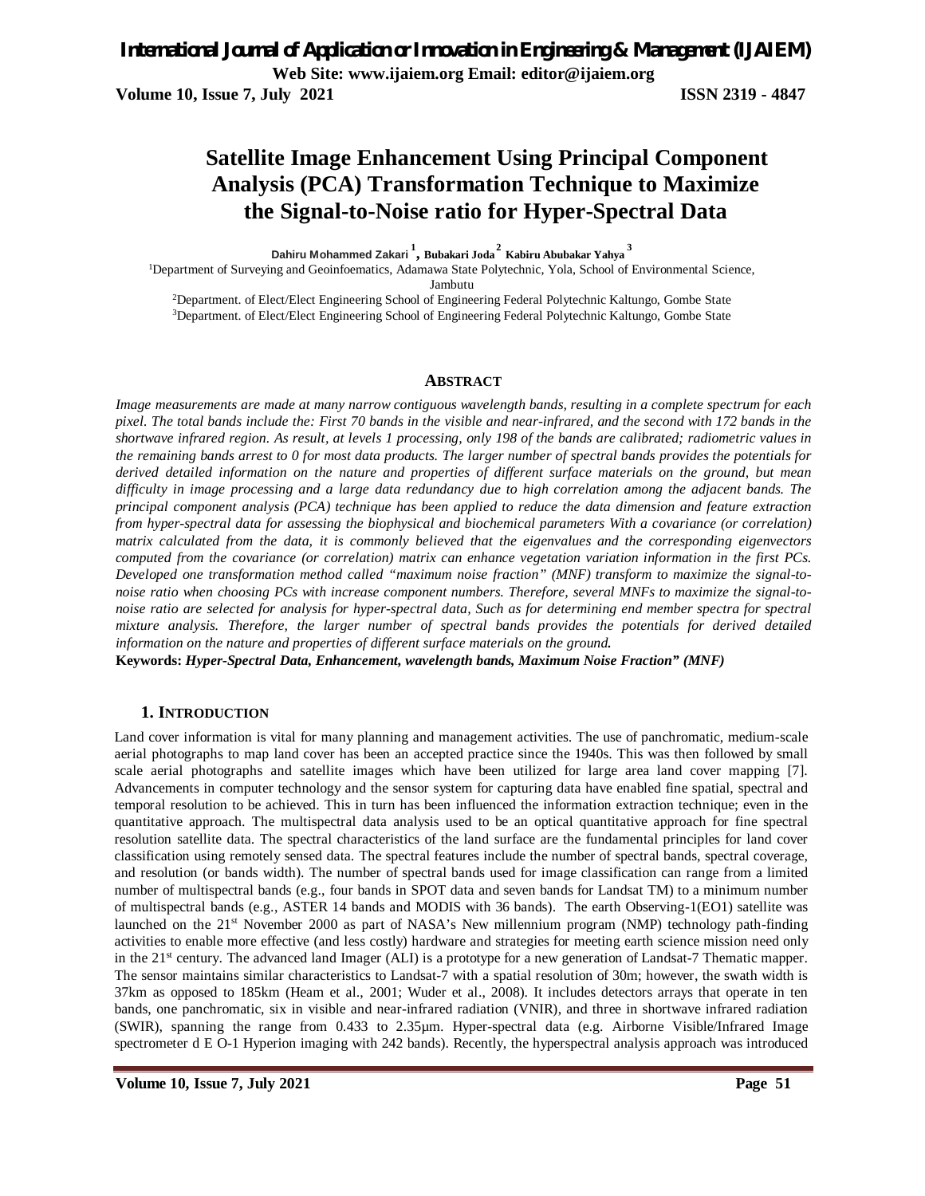# Satellite Image Enhancement Using Principal Component Analysis (PCA) Transformation Technique to Maximize the Signal-to-Noise ratio for Hyper-Spectral Data

**Dahiru Mohammed Zakari [1], Bubakari Joda [2] Kabiru Abubakar Yahya [3]**

[1]Department of Surveying and Geoinfoematics, Adamawa State Polytechnic, Yola, School of Environmental Science, Jambutu

[2]Department. of Elect/Elect Engineering School of Engineering Federal Polytechnic Kaltungo, Gombe State

[3]Department. of Elect/Elect Engineering School of Engineering Federal Polytechnic Kaltungo, Gombe State

## ABSTRACT

*Image measurements are made at many narrow contiguous wavelength bands, resulting in a complete spectrum for each pixel. The total bands include the: First 70 bands in the visible and near-infrared, and the second with 172 bands in the shortwave infrared region. As result, at levels 1 processing, only 198 of the bands are calibrated; radiometric values in the remaining bands arrest to 0 for most data products. The larger number of spectral bands provides the potentials for derived detailed information on the nature and properties of different surface materials on the ground, but mean difficulty in image processing and a large data redundancy due to high correlation among the adjacent bands. The principal component analysis (PCA) technique has been applied to reduce the data dimension and feature extraction from hyper-spectral data for assessing the biophysical and biochemical parameters With a covariance (or correlation) matrix calculated from the data, it is commonly believed that the eigenvalues and the corresponding eigenvectors computed from the covariance (or correlation) matrix can enhance vegetation variation information in the first PCs. Developed one transformation method called "maximum noise fraction" (MNF) transform to maximize the signal-to-noise ratio when choosing PCs with increase component numbers. Therefore, several MNFs to maximize the signal-to-noise ratio are selected for analysis for hyper-spectral data, Such as for determining end member spectra for spectral mixture analysis. Therefore, the larger number of spectral bands provides the potentials for derived detailed information on the nature and properties of different surface materials on the ground.*

**Keywords:** ***Hyper-Spectral Data, Enhancement, wavelength bands, Maximum Noise Fraction" (MNF)***

## 1. INTRODUCTION

Land cover information is vital for many planning and management activities. The use of panchromatic, medium-scale aerial photographs to map land cover has been an accepted practice since the 1940s. This was then followed by small scale aerial photographs and satellite images which have been utilized for large area land cover mapping [7]. Advancements in computer technology and the sensor system for capturing data have enabled fine spatial, spectral and temporal resolution to be achieved. This in turn has been influenced the information extraction technique; even in the quantitative approach. The multispectral data analysis used to be an optical quantitative approach for fine spectral resolution satellite data. The spectral characteristics of the land surface are the fundamental principles for land cover classification using remotely sensed data. The spectral features include the number of spectral bands, spectral coverage, and resolution (or bands width). The number of spectral bands used for image classification can range from a limited number of multispectral bands (e.g., four bands in SPOT data and seven bands for Landsat TM) to a minimum number of multispectral bands (e.g., ASTER 14 bands and MODIS with 36 bands). The earth Observing-1(EO1) satellite was launched on the 21st November 2000 as part of NASA's New millennium program (NMP) technology path-finding activities to enable more effective (and less costly) hardware and strategies for meeting earth science mission need only in the 21st century. The advanced land Imager (ALI) is a prototype for a new generation of Landsat-7 Thematic mapper. The sensor maintains similar characteristics to Landsat-7 with a spatial resolution of 30m; however, the swath width is 37km as opposed to 185km (Heam et al., 2001; Wuder et al., 2008). It includes detectors arrays that operate in ten bands, one panchromatic, six in visible and near-infrared radiation (VNIR), and three in shortwave infrared radiation (SWIR), spanning the range from 0.433 to 2.35μm. Hyper-spectral data (e.g. Airborne Visible/Infrared Image spectrometer d E O-1 Hyperion imaging with 242 bands). Recently, the hyperspectral analysis approach was introduced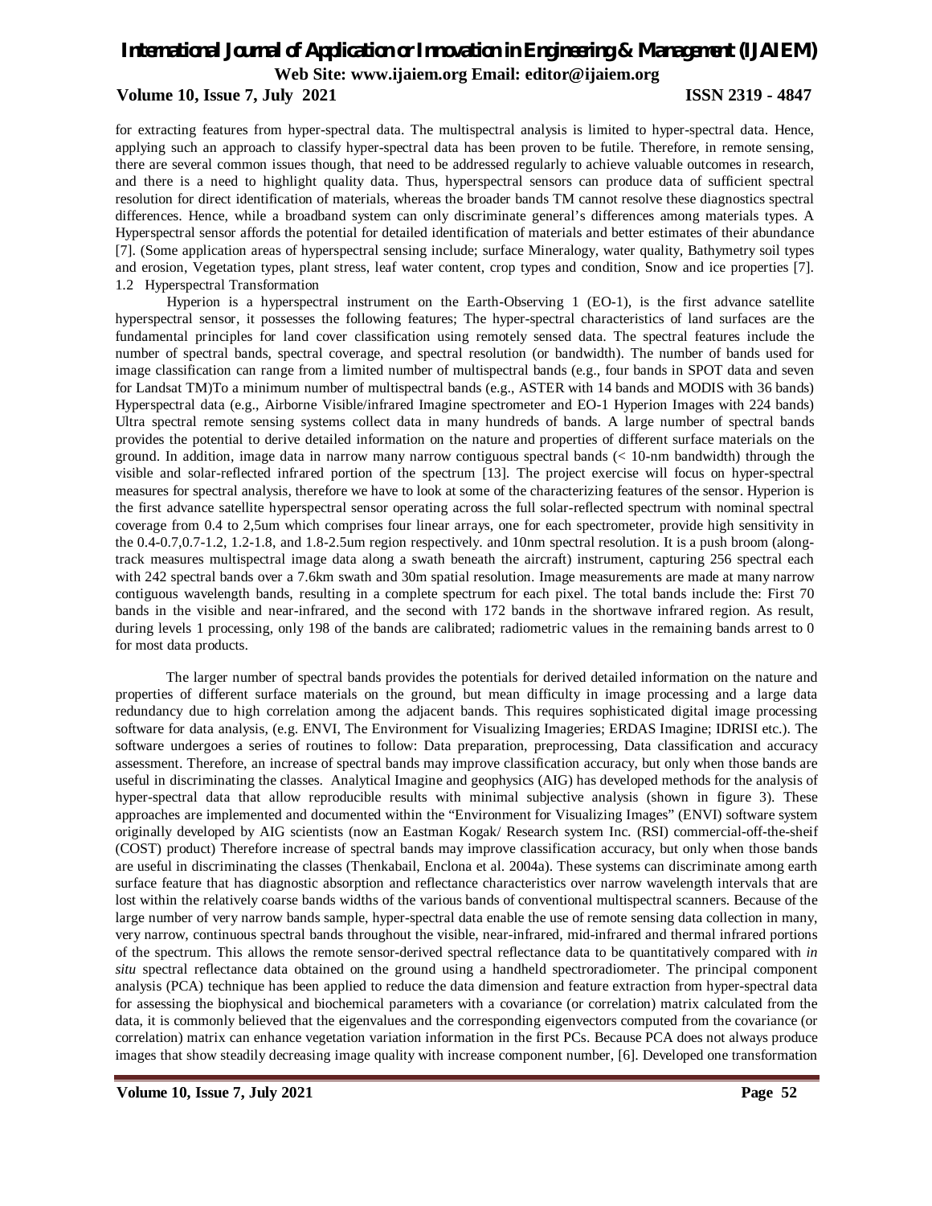for extracting features from hyper-spectral data. The multispectral analysis is limited to hyper-spectral data. Hence, applying such an approach to classify hyper-spectral data has been proven to be futile. Therefore, in remote sensing, there are several common issues though, that need to be addressed regularly to achieve valuable outcomes in research, and there is a need to highlight quality data. Thus, hyperspectral sensors can produce data of sufficient spectral resolution for direct identification of materials, whereas the broader bands TM cannot resolve these diagnostics spectral differences. Hence, while a broadband system can only discriminate general's differences among materials types. A Hyperspectral sensor affords the potential for detailed identification of materials and better estimates of their abundance [7]. (Some application areas of hyperspectral sensing include; surface Mineralogy, water quality, Bathymetry soil types and erosion, Vegetation types, plant stress, leaf water content, crop types and condition, Snow and ice properties [7].

### 1.2 Hyperspectral Transformation

Hyperion is a hyperspectral instrument on the Earth-Observing 1 (EO-1), is the first advance satellite hyperspectral sensor, it possesses the following features; The hyper-spectral characteristics of land surfaces are the fundamental principles for land cover classification using remotely sensed data. The spectral features include the number of spectral bands, spectral coverage, and spectral resolution (or bandwidth). The number of bands used for image classification can range from a limited number of multispectral bands (e.g., four bands in SPOT data and seven for Landsat TM)To a minimum number of multispectral bands (e.g., ASTER with 14 bands and MODIS with 36 bands) Hyperspectral data (e.g., Airborne Visible/infrared Imagine spectrometer and EO-1 Hyperion Images with 224 bands) Ultra spectral remote sensing systems collect data in many hundreds of bands. A large number of spectral bands provides the potential to derive detailed information on the nature and properties of different surface materials on the ground. In addition, image data in narrow many narrow contiguous spectral bands (< 10-nm bandwidth) through the visible and solar-reflected infrared portion of the spectrum [13]. The project exercise will focus on hyper-spectral measures for spectral analysis, therefore we have to look at some of the characterizing features of the sensor. Hyperion is the first advance satellite hyperspectral sensor operating across the full solar-reflected spectrum with nominal spectral coverage from 0.4 to 2,5um which comprises four linear arrays, one for each spectrometer, provide high sensitivity in the 0.4-0.7,0.7-1.2, 1.2-1.8, and 1.8-2.5um region respectively. and 10nm spectral resolution. It is a push broom (along-track measures multispectral image data along a swath beneath the aircraft) instrument, capturing 256 spectral each with 242 spectral bands over a 7.6km swath and 30m spatial resolution. Image measurements are made at many narrow contiguous wavelength bands, resulting in a complete spectrum for each pixel. The total bands include the: First 70 bands in the visible and near-infrared, and the second with 172 bands in the shortwave infrared region. As result, during levels 1 processing, only 198 of the bands are calibrated; radiometric values in the remaining bands arrest to 0 for most data products.

The larger number of spectral bands provides the potentials for derived detailed information on the nature and properties of different surface materials on the ground, but mean difficulty in image processing and a large data redundancy due to high correlation among the adjacent bands. This requires sophisticated digital image processing software for data analysis, (e.g. ENVI, The Environment for Visualizing Imageries; ERDAS Imagine; IDRISI etc.). The software undergoes a series of routines to follow: Data preparation, preprocessing, Data classification and accuracy assessment. Therefore, an increase of spectral bands may improve classification accuracy, but only when those bands are useful in discriminating the classes. Analytical Imagine and geophysics (AIG) has developed methods for the analysis of hyper-spectral data that allow reproducible results with minimal subjective analysis (shown in figure 3). These approaches are implemented and documented within the "Environment for Visualizing Images" (ENVI) software system originally developed by AIG scientists (now an Eastman Kogak/ Research system Inc. (RSI) commercial-off-the-sheif (COST) product) Therefore increase of spectral bands may improve classification accuracy, but only when those bands are useful in discriminating the classes (Thenkabail, Enclona et al. 2004a). These systems can discriminate among earth surface feature that has diagnostic absorption and reflectance characteristics over narrow wavelength intervals that are lost within the relatively coarse bands widths of the various bands of conventional multispectral scanners. Because of the large number of very narrow bands sample, hyper-spectral data enable the use of remote sensing data collection in many, very narrow, continuous spectral bands throughout the visible, near-infrared, mid-infrared and thermal infrared portions of the spectrum. This allows the remote sensor-derived spectral reflectance data to be quantitatively compared with *in situ* spectral reflectance data obtained on the ground using a handheld spectroradiometer. The principal component analysis (PCA) technique has been applied to reduce the data dimension and feature extraction from hyper-spectral data for assessing the biophysical and biochemical parameters with a covariance (or correlation) matrix calculated from the data, it is commonly believed that the eigenvalues and the corresponding eigenvectors computed from the covariance (or correlation) matrix can enhance vegetation variation information in the first PCs. Because PCA does not always produce images that show steadily decreasing image quality with increase component number, [6]. Developed one transformation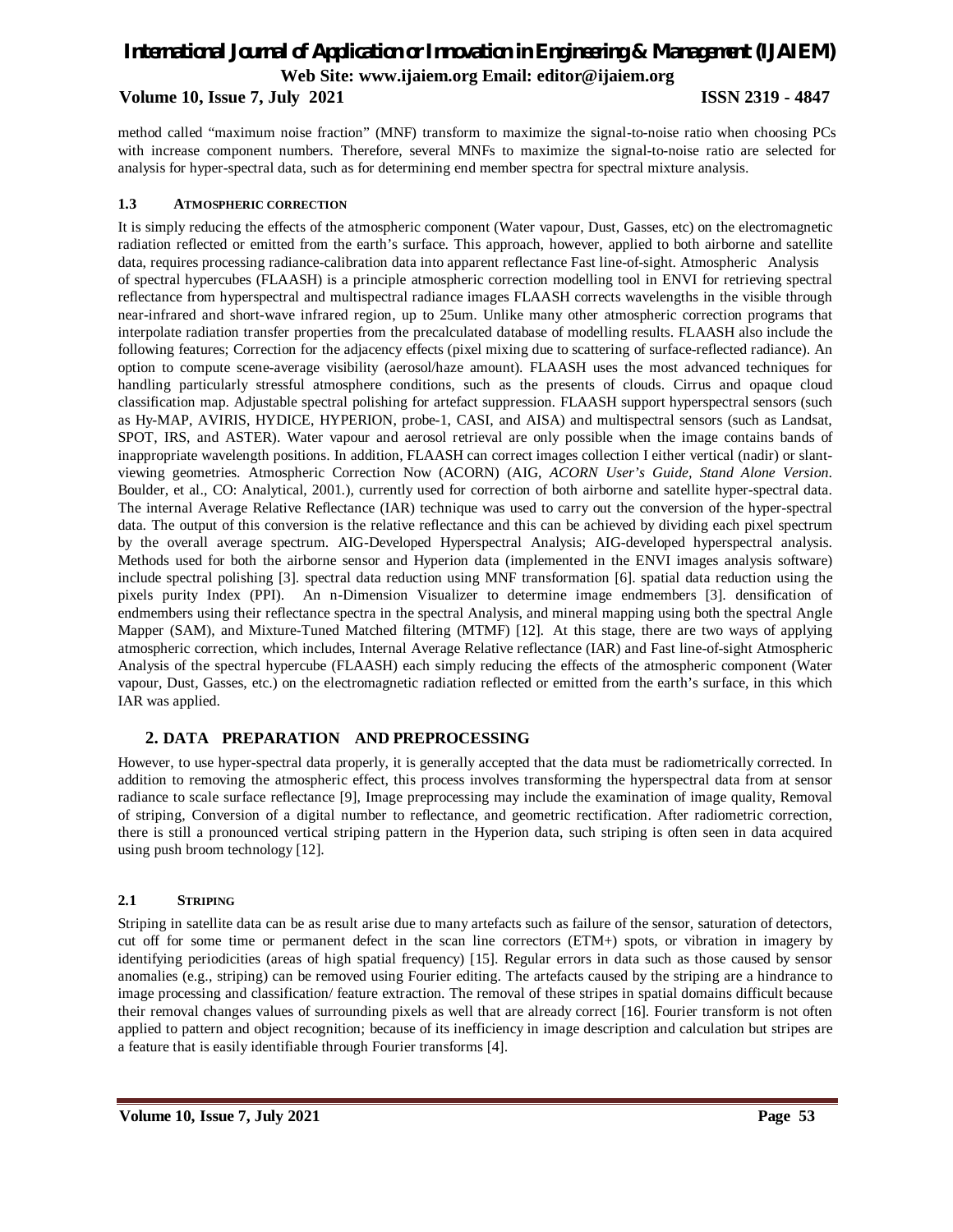method called "maximum noise fraction" (MNF) transform to maximize the signal-to-noise ratio when choosing PCs with increase component numbers. Therefore, several MNFs to maximize the signal-to-noise ratio are selected for analysis for hyper-spectral data, such as for determining end member spectra for spectral mixture analysis.

### 1.3 ATMOSPHERIC CORRECTION

It is simply reducing the effects of the atmospheric component (Water vapour, Dust, Gasses, etc) on the electromagnetic radiation reflected or emitted from the earth's surface. This approach, however, applied to both airborne and satellite data, requires processing radiance-calibration data into apparent reflectance Fast line-of-sight. Atmospheric Analysis of spectral hypercubes (FLAASH) is a principle atmospheric correction modelling tool in ENVI for retrieving spectral reflectance from hyperspectral and multispectral radiance images FLAASH corrects wavelengths in the visible through near-infrared and short-wave infrared region, up to 25um. Unlike many other atmospheric correction programs that interpolate radiation transfer properties from the precalculated database of modelling results. FLAASH also include the following features; Correction for the adjacency effects (pixel mixing due to scattering of surface-reflected radiance). An option to compute scene-average visibility (aerosol/haze amount). FLAASH uses the most advanced techniques for handling particularly stressful atmosphere conditions, such as the presents of clouds. Cirrus and opaque cloud classification map. Adjustable spectral polishing for artefact suppression. FLAASH support hyperspectral sensors (such as Hy-MAP, AVIRIS, HYDICE, HYPERION, probe-1, CASI, and AISA) and multispectral sensors (such as Landsat, SPOT, IRS, and ASTER). Water vapour and aerosol retrieval are only possible when the image contains bands of inappropriate wavelength positions. In addition, FLAASH can correct images collection I either vertical (nadir) or slant-viewing geometries. Atmospheric Correction Now (ACORN) (AIG, *ACORN User's Guide, Stand Alone Version*. Boulder, et al., CO: Analytical, 2001.), currently used for correction of both airborne and satellite hyper-spectral data. The internal Average Relative Reflectance (IAR) technique was used to carry out the conversion of the hyper-spectral data. The output of this conversion is the relative reflectance and this can be achieved by dividing each pixel spectrum by the overall average spectrum. AIG-Developed Hyperspectral Analysis; AIG-developed hyperspectral analysis. Methods used for both the airborne sensor and Hyperion data (implemented in the ENVI images analysis software) include spectral polishing [3]. spectral data reduction using MNF transformation [6]. spatial data reduction using the pixels purity Index (PPI). An n-Dimension Visualizer to determine image endmembers [3]. densification of endmembers using their reflectance spectra in the spectral Analysis, and mineral mapping using both the spectral Angle Mapper (SAM), and Mixture-Tuned Matched filtering (MTMF) [12]. At this stage, there are two ways of applying atmospheric correction, which includes, Internal Average Relative reflectance (IAR) and Fast line-of-sight Atmospheric Analysis of the spectral hypercube (FLAASH) each simply reducing the effects of the atmospheric component (Water vapour, Dust, Gasses, etc.) on the electromagnetic radiation reflected or emitted from the earth's surface, in this which IAR was applied.

## 2. DATA PREPARATION AND PREPROCESSING

However, to use hyper-spectral data properly, it is generally accepted that the data must be radiometrically corrected. In addition to removing the atmospheric effect, this process involves transforming the hyperspectral data from at sensor radiance to scale surface reflectance [9], Image preprocessing may include the examination of image quality, Removal of striping, Conversion of a digital number to reflectance, and geometric rectification. After radiometric correction, there is still a pronounced vertical striping pattern in the Hyperion data, such striping is often seen in data acquired using push broom technology [12].

### 2.1 STRIPING

Striping in satellite data can be as result arise due to many artefacts such as failure of the sensor, saturation of detectors, cut off for some time or permanent defect in the scan line correctors (ETM+) spots, or vibration in imagery by identifying periodicities (areas of high spatial frequency) [15]. Regular errors in data such as those caused by sensor anomalies (e.g., striping) can be removed using Fourier editing. The artefacts caused by the striping are a hindrance to image processing and classification/ feature extraction. The removal of these stripes in spatial domains difficult because their removal changes values of surrounding pixels as well that are already correct [16]. Fourier transform is not often applied to pattern and object recognition; because of its inefficiency in image description and calculation but stripes are a feature that is easily identifiable through Fourier transforms [4].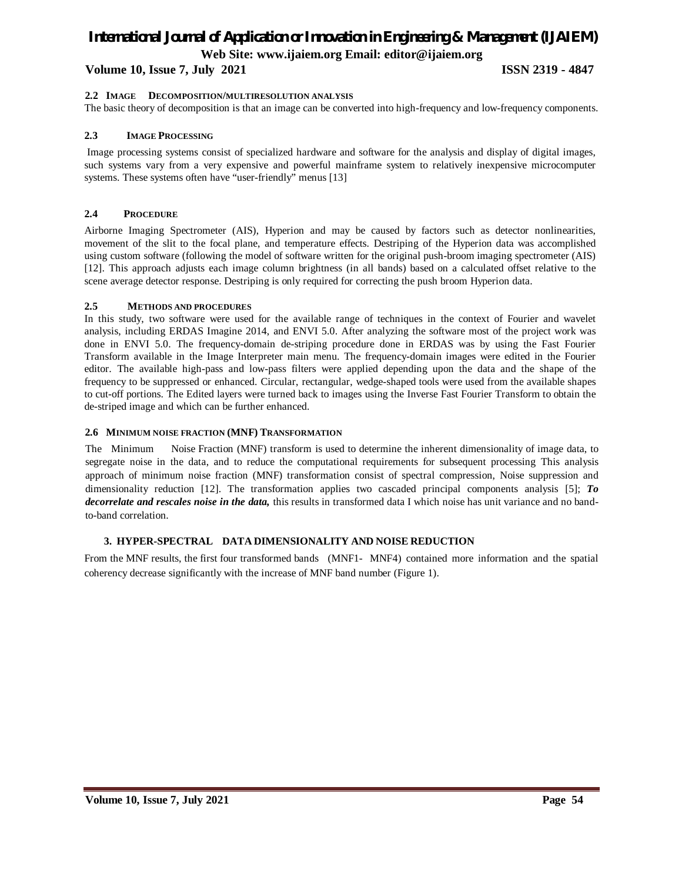### 2.2 IMAGE DECOMPOSITION/MULTIRESOLUTION ANALYSIS

The basic theory of decomposition is that an image can be converted into high-frequency and low-frequency components.

### 2.3 IMAGE PROCESSING

Image processing systems consist of specialized hardware and software for the analysis and display of digital images, such systems vary from a very expensive and powerful mainframe system to relatively inexpensive microcomputer systems. These systems often have "user-friendly" menus [13]

### 2.4 PROCEDURE

Airborne Imaging Spectrometer (AIS), Hyperion and may be caused by factors such as detector nonlinearities, movement of the slit to the focal plane, and temperature effects. Destriping of the Hyperion data was accomplished using custom software (following the model of software written for the original push-broom imaging spectrometer (AIS) [12]. This approach adjusts each image column brightness (in all bands) based on a calculated offset relative to the scene average detector response. Destriping is only required for correcting the push broom Hyperion data.

### 2.5 METHODS AND PROCEDURES

In this study, two software were used for the available range of techniques in the context of Fourier and wavelet analysis, including ERDAS Imagine 2014, and ENVI 5.0. After analyzing the software most of the project work was done in ENVI 5.0. The frequency-domain de-striping procedure done in ERDAS was by using the Fast Fourier Transform available in the Image Interpreter main menu. The frequency-domain images were edited in the Fourier editor. The available high-pass and low-pass filters were applied depending upon the data and the shape of the frequency to be suppressed or enhanced. Circular, rectangular, wedge-shaped tools were used from the available shapes to cut-off portions. The Edited layers were turned back to images using the Inverse Fast Fourier Transform to obtain the de-striped image and which can be further enhanced.

### 2.6 MINIMUM NOISE FRACTION (MNF) TRANSFORMATION

The Minimum Noise Fraction (MNF) transform is used to determine the inherent dimensionality of image data, to segregate noise in the data, and to reduce the computational requirements for subsequent processing This analysis approach of minimum noise fraction (MNF) transformation consist of spectral compression, Noise suppression and dimensionality reduction [12]. The transformation applies two cascaded principal components analysis [5]; ***To decorrelate and rescales noise in the data,*** this results in transformed data I which noise has unit variance and no band-to-band correlation.

## 3. HYPER-SPECTRAL DATA DIMENSIONALITY AND NOISE REDUCTION

From the MNF results, the first four transformed bands (MNF1- MNF4) contained more information and the spatial coherency decrease significantly with the increase of MNF band number (Figure 1).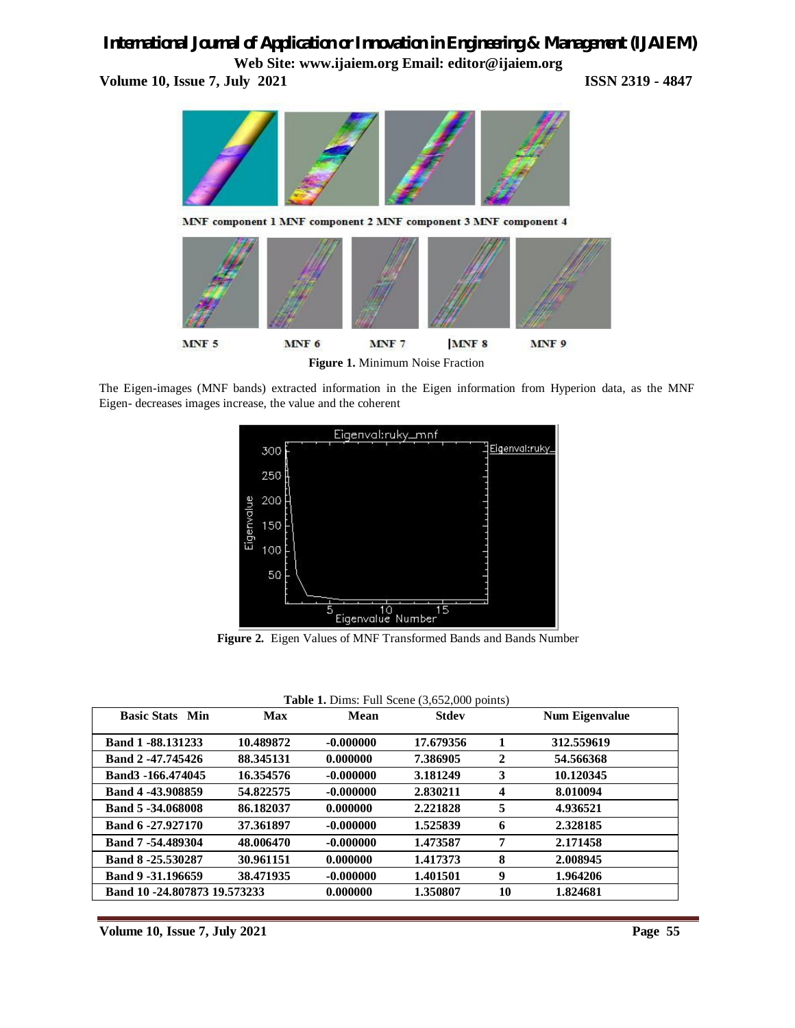MNF component 1 MNF component 2 MNF component 3 MNF component 4

MNF 5 MNF 6 MNF 7 MNF 8 MNF 9

**Figure 1.** Minimum Noise Fraction

The Eigen-images (MNF bands) extracted information in the Eigen information from Hyperion data, as the MNF Eigen- decreases images increase, the value and the coherent

**Figure 2.** Eigen Values of MNF Transformed Bands and Bands Number

**Table 1.** Dims: Full Scene (3,652,000 points)

| Basic Stats | Min | Max | Mean | Stdev | Num | Eigenvalue |
|---|---|---|---|---|---|---|
| Band 1 | -88.131233 | 10.489872 | -0.000000 | 17.679356 | 1 | 312.559619 |
| Band 2 | -47.745426 | 88.345131 | 0.000000 | 7.386905 | 2 | 54.566368 |
| Band3 | -166.474045 | 16.354576 | -0.000000 | 3.181249 | 3 | 10.120345 |
| Band 4 | -43.908859 | 54.822575 | -0.000000 | 2.830211 | 4 | 8.010094 |
| Band 5 | -34.068008 | 86.182037 | 0.000000 | 2.221828 | 5 | 4.936521 |
| Band 6 | -27.927170 | 37.361897 | -0.000000 | 1.525839 | 6 | 2.328185 |
| Band 7 | -54.489304 | 48.006470 | -0.000000 | 1.473587 | 7 | 2.171458 |
| Band 8 | -25.530287 | 30.961151 | 0.000000 | 1.417373 | 8 | 2.008945 |
| Band 9 | -31.196659 | 38.471935 | -0.000000 | 1.401501 | 9 | 1.964206 |
| Band 10 | -24.807873 | 19.573233 | 0.000000 | 1.350807 | 10 | 1.824681 |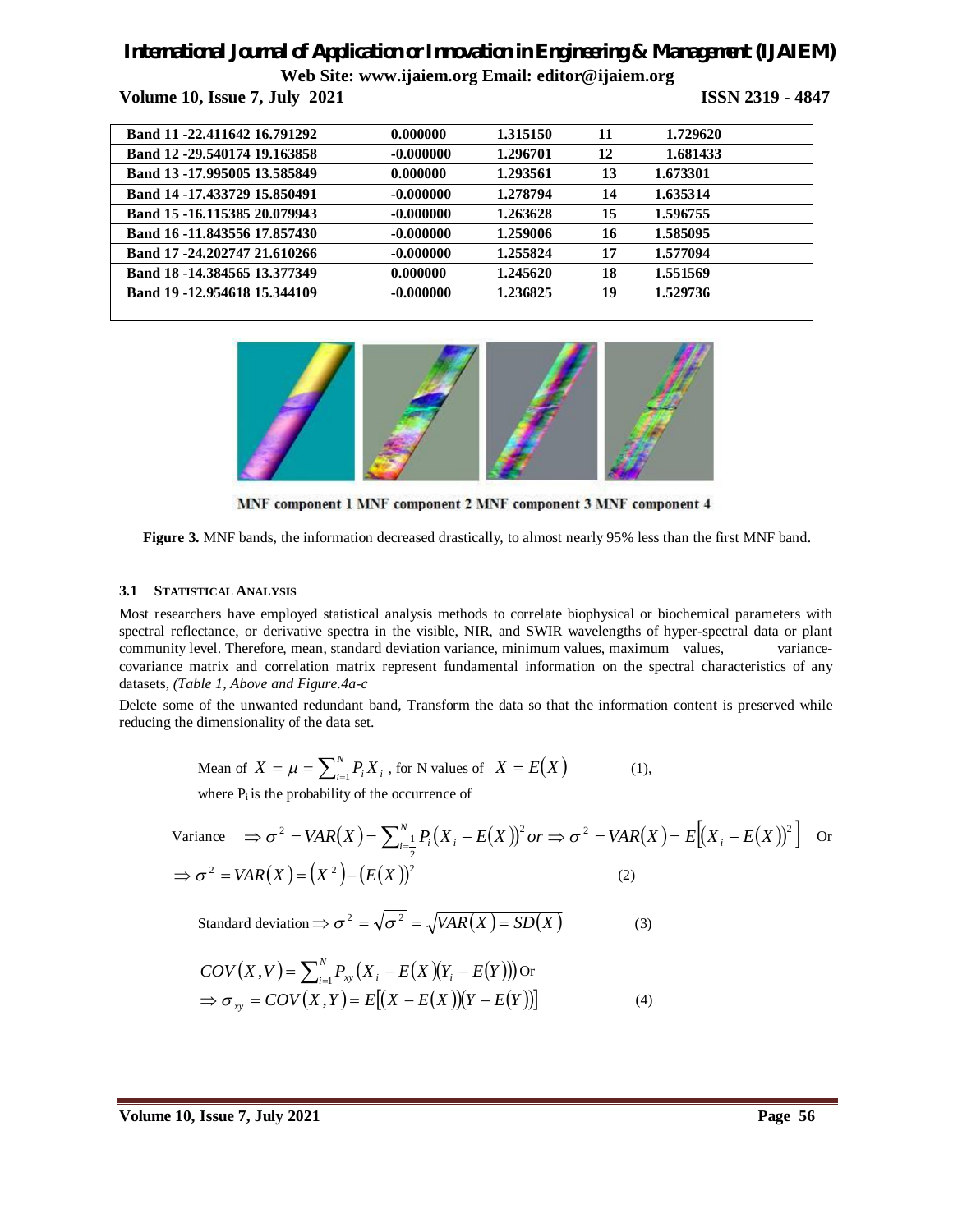| Band 11 -22.411642 16.791292 | 0.000000 | 1.315150 | 11 | 1.729620 |
|---|---|---|---|---|
| Band 12 -29.540174 19.163858 | -0.000000 | 1.296701 | 12 | 1.681433 |
| Band 13 -17.995005 13.585849 | 0.000000 | 1.293561 | 13 | 1.673301 |
| Band 14 -17.433729 15.850491 | -0.000000 | 1.278794 | 14 | 1.635314 |
| Band 15 -16.115385 20.079943 | -0.000000 | 1.263628 | 15 | 1.596755 |
| Band 16 -11.843556 17.857430 | -0.000000 | 1.259006 | 16 | 1.585095 |
| Band 17 -24.202747 21.610266 | -0.000000 | 1.255824 | 17 | 1.577094 |
| Band 18 -14.384565 13.377349 | 0.000000 | 1.245620 | 18 | 1.551569 |
| Band 19 -12.954618 15.344109 | -0.000000 | 1.236825 | 19 | 1.529736 |

MNF component 1 MNF component 2 MNF component 3 MNF component 4

**Figure 3.** MNF bands, the information decreased drastically, to almost nearly 95% less than the first MNF band.

### 3.1 STATISTICAL ANALYSIS

Most researchers have employed statistical analysis methods to correlate biophysical or biochemical parameters with spectral reflectance, or derivative spectra in the visible, NIR, and SWIR wavelengths of hyper-spectral data or plant community level. Therefore, mean, standard deviation variance, minimum values, maximum values, variance-covariance matrix and correlation matrix represent fundamental information on the spectral characteristics of any datasets, *(Table 1, Above and Figure.4a-c*

Delete some of the unwanted redundant band, Transform the data so that the information content is preserved while reducing the dimensionality of the data set.

$$\text{Mean of } X = \mu = \sum_{i=1}^{N} P_i X_i \text{, for N values of } X = E(X) \qquad (1),$$

where $P_i$ is the probability of the occurrence of

$$\text{Variance} \quad \Rightarrow \sigma^2 = VAR(X) = \sum_{i=\frac{1}{2}}^{N} P_i \left(X_i - E(X)\right)^2 or \Rightarrow \sigma^2 = VAR(X) = E\left[\left(X_i - E(X)\right)^2\right] \quad \text{Or}$$

$$\Rightarrow \sigma^2 = VAR(X) = \left(X^2\right) - \left(E(X)\right)^2 \qquad (2)$$

$$\text{Standard deviation} \Rightarrow \sigma^2 = \sqrt{\sigma^2} = \sqrt{VAR(X) = SD(X)} \qquad (3)$$

$$COV(X,V) = \sum_{i=1}^{N} P_{xy} \left(X_i - E(X)(Y_i - E(Y))\right) \text{Or}$$

$$\Rightarrow \sigma_{xy} = COV(X,Y) = E\left[\left(X - E(X)\right)\left(Y - E(Y)\right)\right] \qquad (4)$$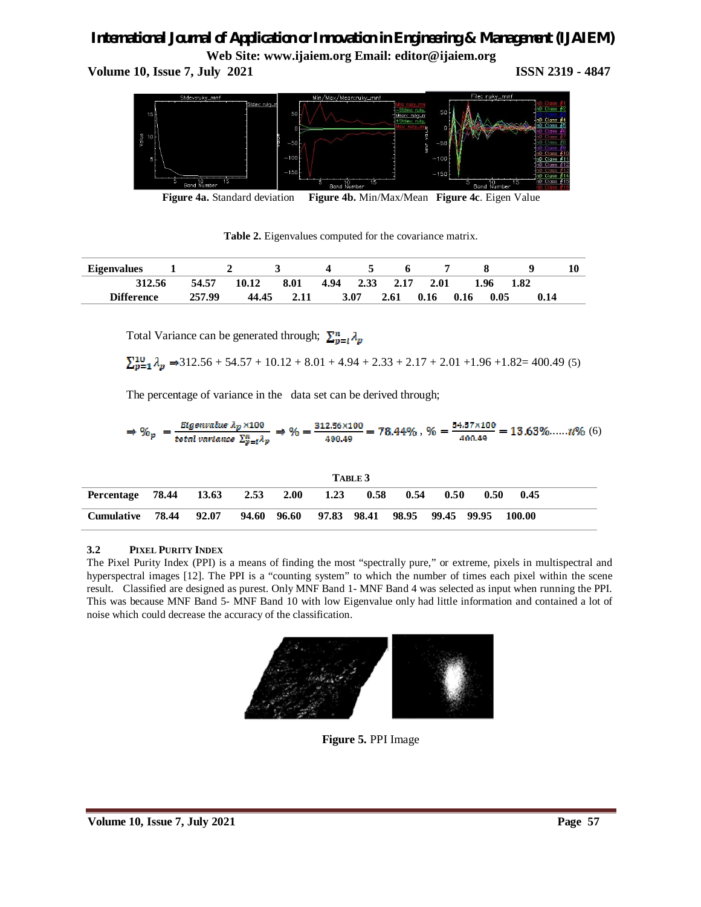**Figure 4a.** Standard deviation **Figure 4b.** Min/Max/Mean **Figure 4c**. Eigen Value

**Table 2.** Eigenvalues computed for the covariance matrix.

| Eigenvalues | 1 | 2 | 3 | 4 | 5 | 6 | 7 | 8 | 9 | 10 |
|---|---|---|---|---|---|---|---|---|---|---|
| | 312.56 | 54.57 | 10.12 | 8.01 | 4.94 | 2.33 | 2.17 | 2.01 | 1.96 | 1.82 |
| Difference | | 257.99 | 44.45 | 2.11 | 3.07 | 2.61 | 0.16 | 0.16 | 0.05 | 0.14 |

Total Variance can be generated through; $\sum_{p=i}^{n} \lambda_p$

$\sum_{p=1}^{10} \lambda_p \Rightarrow$ 312.56 + 54.57 + 10.12 + 8.01 + 4.94 + 2.33 + 2.17 + 2.01 +1.96 +1.82= 400.49 (5)

The percentage of variance in the data set can be derived through;

$$\Rightarrow \%_p = \frac{Eigenvalue\ \lambda_p \times 100}{total\ variance\ \sum_{p=i}^{n} \lambda_p} \Rightarrow \% = \frac{312.56 \times 100}{400.49} = 78.44\%\ ,\ \% = \frac{54.57 \times 100}{400.49} = 13.63\% ......n\% \quad (6)$$

**TABLE 3**

| Percentage | 78.44 | 13.63 | 2.53 | 2.00 | 1.23 | 0.58 | 0.54 | 0.50 | 0.50 | 0.45 |
|---|---|---|---|---|---|---|---|---|---|---|
| Cumulative | 78.44 | 92.07 | 94.60 | 96.60 | 97.83 | 98.41 | 98.95 | 99.45 | 99.95 | 100.00 |

### 3.2 PIXEL PURITY INDEX

The Pixel Purity Index (PPI) is a means of finding the most "spectrally pure," or extreme, pixels in multispectral and hyperspectral images [12]. The PPI is a "counting system" to which the number of times each pixel within the scene result. Classified are designed as purest. Only MNF Band 1- MNF Band 4 was selected as input when running the PPI. This was because MNF Band 5- MNF Band 10 with low Eigenvalue only had little information and contained a lot of noise which could decrease the accuracy of the classification.

**Figure 5.** PPI Image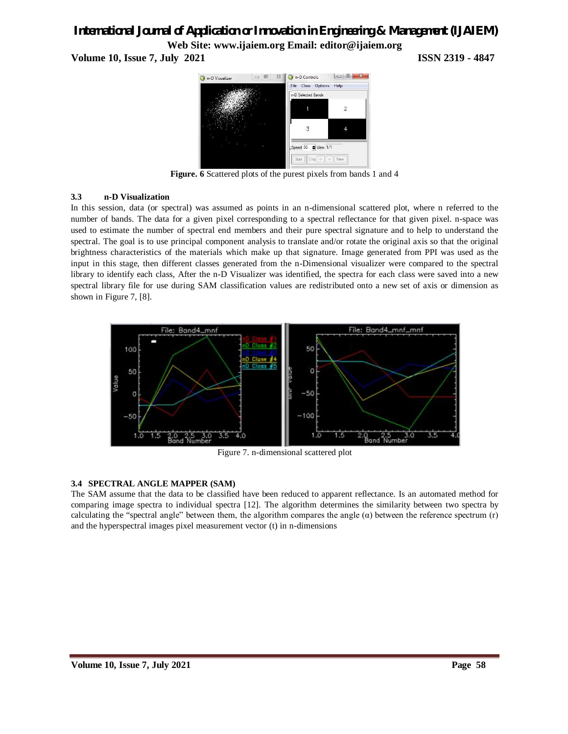**Figure. 6** Scattered plots of the purest pixels from bands 1 and 4

### 3.3 n-D Visualization

In this session, data (or spectral) was assumed as points in an n-dimensional scattered plot, where n referred to the number of bands. The data for a given pixel corresponding to a spectral reflectance for that given pixel. n-space was used to estimate the number of spectral end members and their pure spectral signature and to help to understand the spectral. The goal is to use principal component analysis to translate and/or rotate the original axis so that the original brightness characteristics of the materials which make up that signature. Image generated from PPI was used as the input in this stage, then different classes generated from the n-Dimensional visualizer were compared to the spectral library to identify each class, After the n-D Visualizer was identified, the spectra for each class were saved into a new spectral library file for use during SAM classification values are redistributed onto a new set of axis or dimension as shown in Figure 7, [8].

Figure 7. n-dimensional scattered plot

### 3.4 SPECTRAL ANGLE MAPPER (SAM)

The SAM assume that the data to be classified have been reduced to apparent reflectance. Is an automated method for comparing image spectra to individual spectra [12]. The algorithm determines the similarity between two spectra by calculating the "spectral angle" between them, the algorithm compares the angle ($\alpha$) between the reference spectrum (r) and the hyperspectral images pixel measurement vector (t) in n-dimensions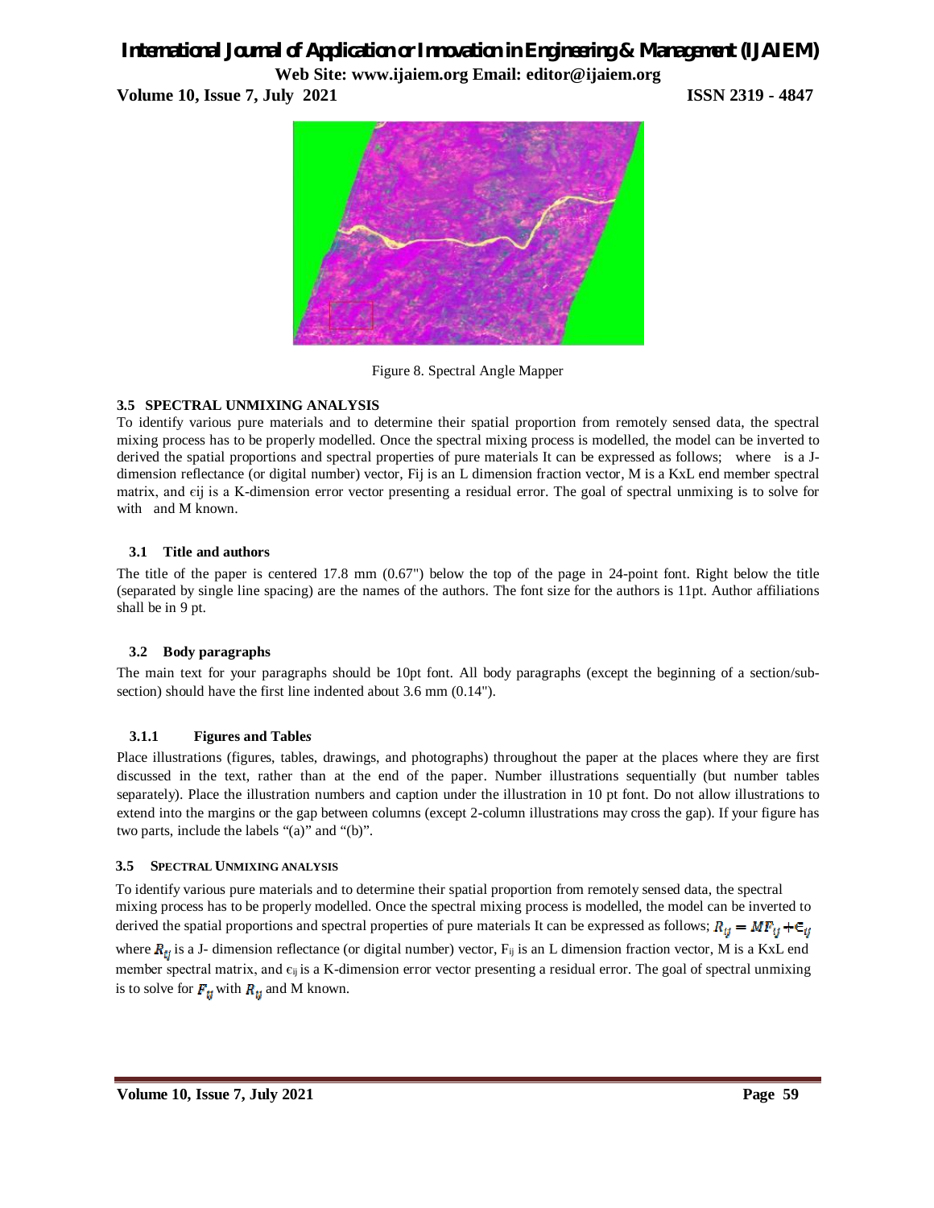Figure 8. Spectral Angle Mapper

### 3.5 SPECTRAL UNMIXING ANALYSIS

To identify various pure materials and to determine their spatial proportion from remotely sensed data, the spectral mixing process has to be properly modelled. Once the spectral mixing process is modelled, the model can be inverted to derived the spatial proportions and spectral properties of pure materials It can be expressed as follows; where is a J-dimension reflectance (or digital number) vector, Fij is an L dimension fraction vector, M is a KxL end member spectral matrix, and ϵij is a K-dimension error vector presenting a residual error. The goal of spectral unmixing is to solve for with and M known.

### 3.1 Title and authors

The title of the paper is centered 17.8 mm (0.67") below the top of the page in 24-point font. Right below the title (separated by single line spacing) are the names of the authors. The font size for the authors is 11pt. Author affiliations shall be in 9 pt.

### 3.2 Body paragraphs

The main text for your paragraphs should be 10pt font. All body paragraphs (except the beginning of a section/sub-section) should have the first line indented about 3.6 mm (0.14").

#### 3.1.1 Figures and Table*s*

Place illustrations (figures, tables, drawings, and photographs) throughout the paper at the places where they are first discussed in the text, rather than at the end of the paper. Number illustrations sequentially (but number tables separately). Place the illustration numbers and caption under the illustration in 10 pt font. Do not allow illustrations to extend into the margins or the gap between columns (except 2-column illustrations may cross the gap). If your figure has two parts, include the labels "(a)" and "(b)".

### 3.5 SPECTRAL UNMIXING ANALYSIS

To identify various pure materials and to determine their spatial proportion from remotely sensed data, the spectral mixing process has to be properly modelled. Once the spectral mixing process is modelled, the model can be inverted to derived the spatial proportions and spectral properties of pure materials It can be expressed as follows; $R_{ij} = MF_{ij} + \epsilon_{ij}$ where $R_{ij}$ is a J- dimension reflectance (or digital number) vector, $F_{ij}$ is an L dimension fraction vector, M is a KxL end member spectral matrix, and $\epsilon_{ij}$ is a K-dimension error vector presenting a residual error. The goal of spectral unmixing is to solve for $F_{ij}$ with $R_{ij}$ and M known.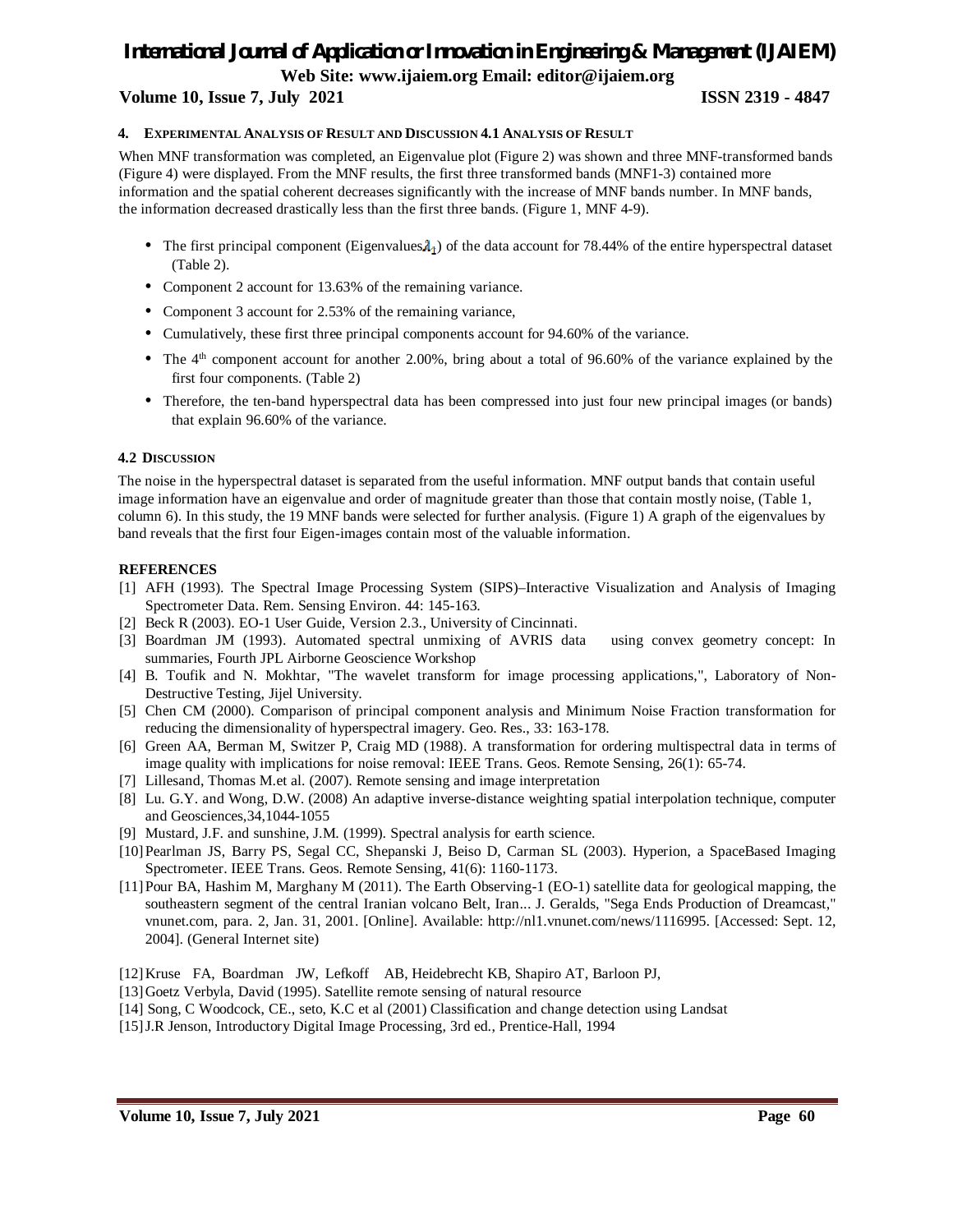## 4. EXPERIMENTAL ANALYSIS OF RESULT AND DISCUSSION 4.1 ANALYSIS OF RESULT

When MNF transformation was completed, an Eigenvalue plot (Figure 2) was shown and three MNF-transformed bands (Figure 4) were displayed. From the MNF results, the first three transformed bands (MNF1-3) contained more information and the spatial coherent decreases significantly with the increase of MNF bands number. In MNF bands, the information decreased drastically less than the first three bands. (Figure 1, MNF 4-9).

- The first principal component (Eigenvalues $\lambda_1$) of the data account for 78.44% of the entire hyperspectral dataset (Table 2).
- Component 2 account for 13.63% of the remaining variance.
- Component 3 account for 2.53% of the remaining variance,
- Cumulatively, these first three principal components account for 94.60% of the variance.
- The 4th component account for another 2.00%, bring about a total of 96.60% of the variance explained by the first four components. (Table 2)
- Therefore, the ten-band hyperspectral data has been compressed into just four new principal images (or bands) that explain 96.60% of the variance.

### 4.2 DISCUSSION

The noise in the hyperspectral dataset is separated from the useful information. MNF output bands that contain useful image information have an eigenvalue and order of magnitude greater than those that contain mostly noise, (Table 1, column 6). In this study, the 19 MNF bands were selected for further analysis. (Figure 1) A graph of the eigenvalues by band reveals that the first four Eigen-images contain most of the valuable information.

## REFERENCES

[1] AFH (1993). The Spectral Image Processing System (SIPS)–Interactive Visualization and Analysis of Imaging Spectrometer Data. Rem. Sensing Environ. 44: 145-163.

[2] Beck R (2003). EO-1 User Guide, Version 2.3., University of Cincinnati.

[3] Boardman JM (1993). Automated spectral unmixing of AVRIS data using convex geometry concept: In summaries, Fourth JPL Airborne Geoscience Workshop

[4] B. Toufik and N. Mokhtar, "The wavelet transform for image processing applications,", Laboratory of Non-Destructive Testing, Jijel University.

[5] Chen CM (2000). Comparison of principal component analysis and Minimum Noise Fraction transformation for reducing the dimensionality of hyperspectral imagery. Geo. Res., 33: 163-178.

[6] Green AA, Berman M, Switzer P, Craig MD (1988). A transformation for ordering multispectral data in terms of image quality with implications for noise removal: IEEE Trans. Geos. Remote Sensing, 26(1): 65-74.

[7] Lillesand, Thomas M.et al. (2007). Remote sensing and image interpretation

[8] Lu. G.Y. and Wong, D.W. (2008) An adaptive inverse-distance weighting spatial interpolation technique, computer and Geosciences,34,1044-1055

[9] Mustard, J.F. and sunshine, J.M. (1999). Spectral analysis for earth science.

[10] Pearlman JS, Barry PS, Segal CC, Shepanski J, Beiso D, Carman SL (2003). Hyperion, a SpaceBased Imaging Spectrometer. IEEE Trans. Geos. Remote Sensing, 41(6): 1160-1173.

[11] Pour BA, Hashim M, Marghany M (2011). The Earth Observing-1 (EO-1) satellite data for geological mapping, the southeastern segment of the central Iranian volcano Belt, Iran... J. Geralds, "Sega Ends Production of Dreamcast," vnunet.com, para. 2, Jan. 31, 2001. [Online]. Available: http://nl1.vnunet.com/news/1116995. [Accessed: Sept. 12, 2004]. (General Internet site)

[12] Kruse FA, Boardman JW, Lefkoff AB, Heidebrecht KB, Shapiro AT, Barloon PJ,

[13] Goetz Verbyla, David (1995). Satellite remote sensing of natural resource

[14] Song, C Woodcock, CE., seto, K.C et al (2001) Classification and change detection using Landsat

[15] J.R Jenson, Introductory Digital Image Processing, 3rd ed., Prentice-Hall, 1994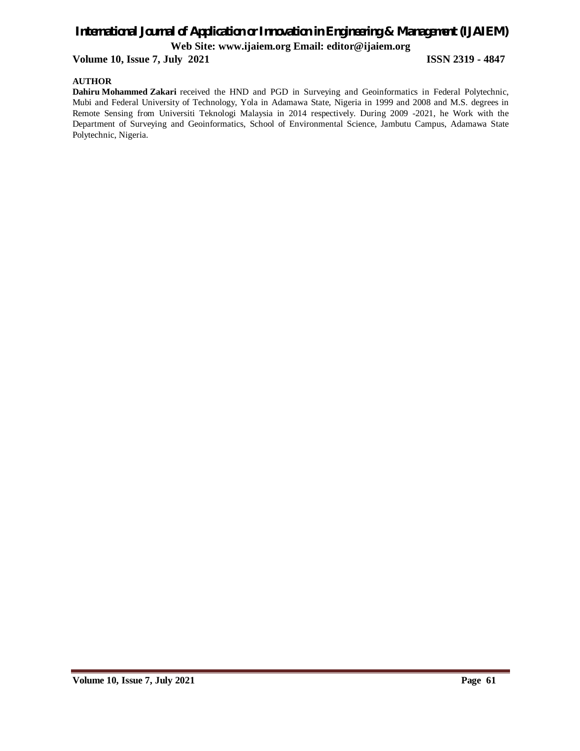**AUTHOR**

**Dahiru Mohammed Zakari** received the HND and PGD in Surveying and Geoinformatics in Federal Polytechnic, Mubi and Federal University of Technology, Yola in Adamawa State, Nigeria in 1999 and 2008 and M.S. degrees in Remote Sensing from Universiti Teknologi Malaysia in 2014 respectively. During 2009 -2021, he Work with the Department of Surveying and Geoinformatics, School of Environmental Science, Jambutu Campus, Adamawa State Polytechnic, Nigeria.